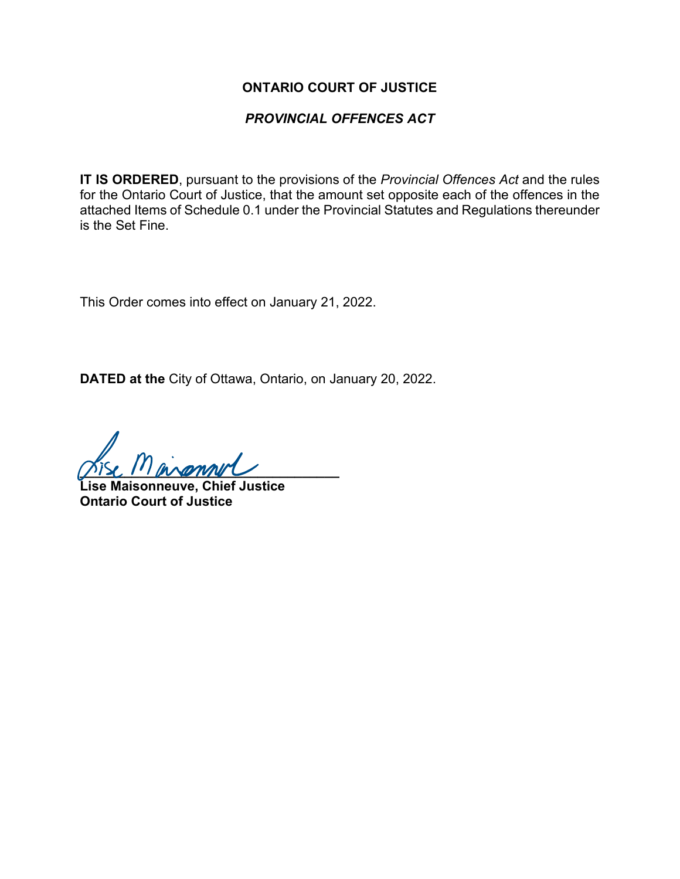**ONTARIO COURT OF JUSTICE**

***PROVINCIAL OFFENCES ACT***

**IT IS ORDERED**, pursuant to the provisions of the *Provincial Offences Act* and the rules for the Ontario Court of Justice, that the amount set opposite each of the offences in the attached Items of Schedule 0.1 under the Provincial Statutes and Regulations thereunder is the Set Fine.

This Order comes into effect on January 21, 2022.

**DATED at the** City of Ottawa, Ontario, on January 20, 2022.

**Lise Maisonneuve, Chief Justice**
**Ontario Court of Justice**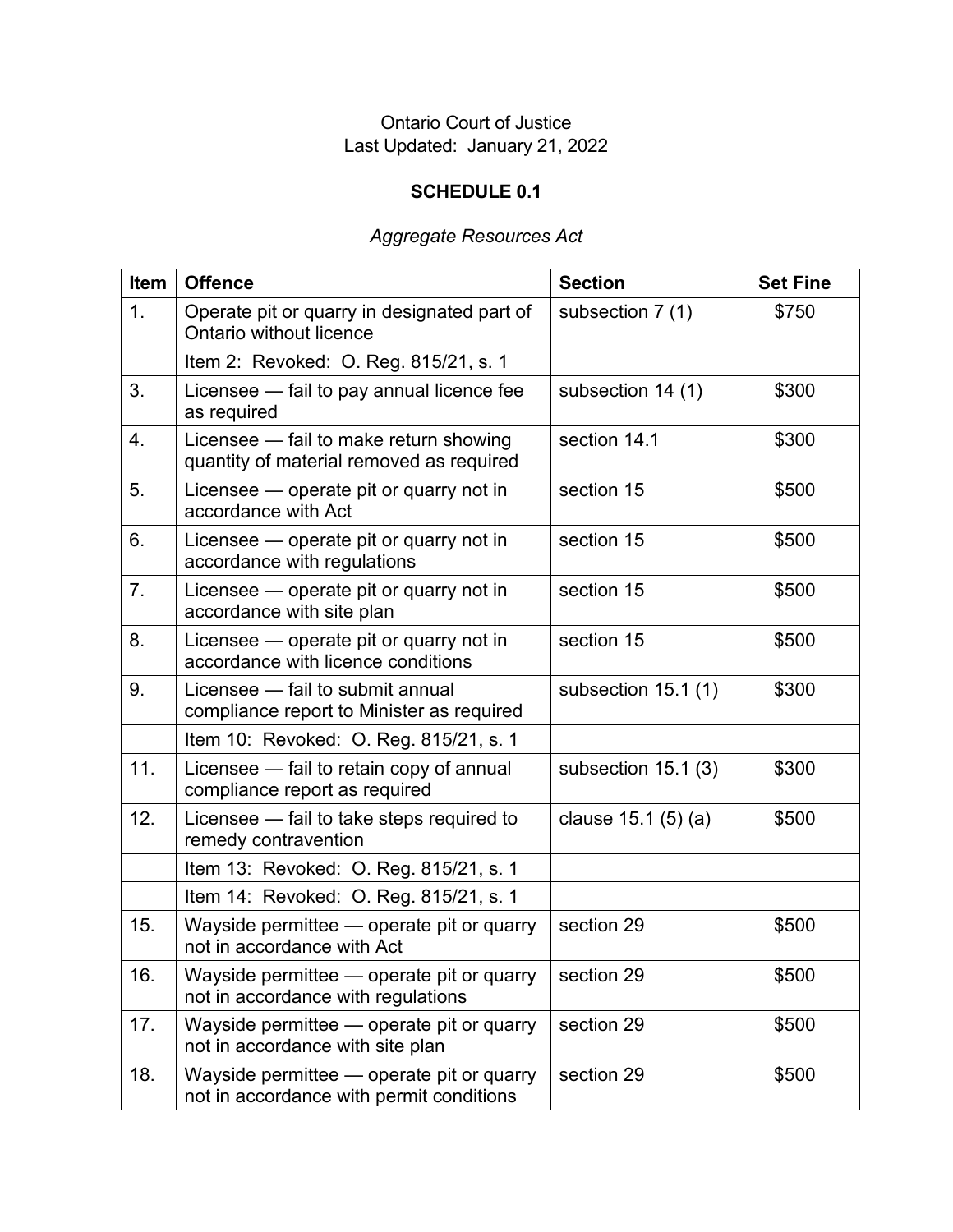Ontario Court of Justice
Last Updated: January 21, 2022

## SCHEDULE 0.1

*Aggregate Resources Act*

| Item | Offence | Section | Set Fine |
|---|---|---|---|
| 1. | Operate pit or quarry in designated part of Ontario without licence | subsection 7 (1) | $750 |
| | Item 2: Revoked: O. Reg. 815/21, s. 1 | | |
| 3. | Licensee — fail to pay annual licence fee as required | subsection 14 (1) | $300 |
| 4. | Licensee — fail to make return showing quantity of material removed as required | section 14.1 | $300 |
| 5. | Licensee — operate pit or quarry not in accordance with Act | section 15 | $500 |
| 6. | Licensee — operate pit or quarry not in accordance with regulations | section 15 | $500 |
| 7. | Licensee — operate pit or quarry not in accordance with site plan | section 15 | $500 |
| 8. | Licensee — operate pit or quarry not in accordance with licence conditions | section 15 | $500 |
| 9. | Licensee — fail to submit annual compliance report to Minister as required | subsection 15.1 (1) | $300 |
| | Item 10: Revoked: O. Reg. 815/21, s. 1 | | |
| 11. | Licensee — fail to retain copy of annual compliance report as required | subsection 15.1 (3) | $300 |
| 12. | Licensee — fail to take steps required to remedy contravention | clause 15.1 (5) (a) | $500 |
| | Item 13: Revoked: O. Reg. 815/21, s. 1 | | |
| | Item 14: Revoked: O. Reg. 815/21, s. 1 | | |
| 15. | Wayside permittee — operate pit or quarry not in accordance with Act | section 29 | $500 |
| 16. | Wayside permittee — operate pit or quarry not in accordance with regulations | section 29 | $500 |
| 17. | Wayside permittee — operate pit or quarry not in accordance with site plan | section 29 | $500 |
| 18. | Wayside permittee — operate pit or quarry not in accordance with permit conditions | section 29 | $500 |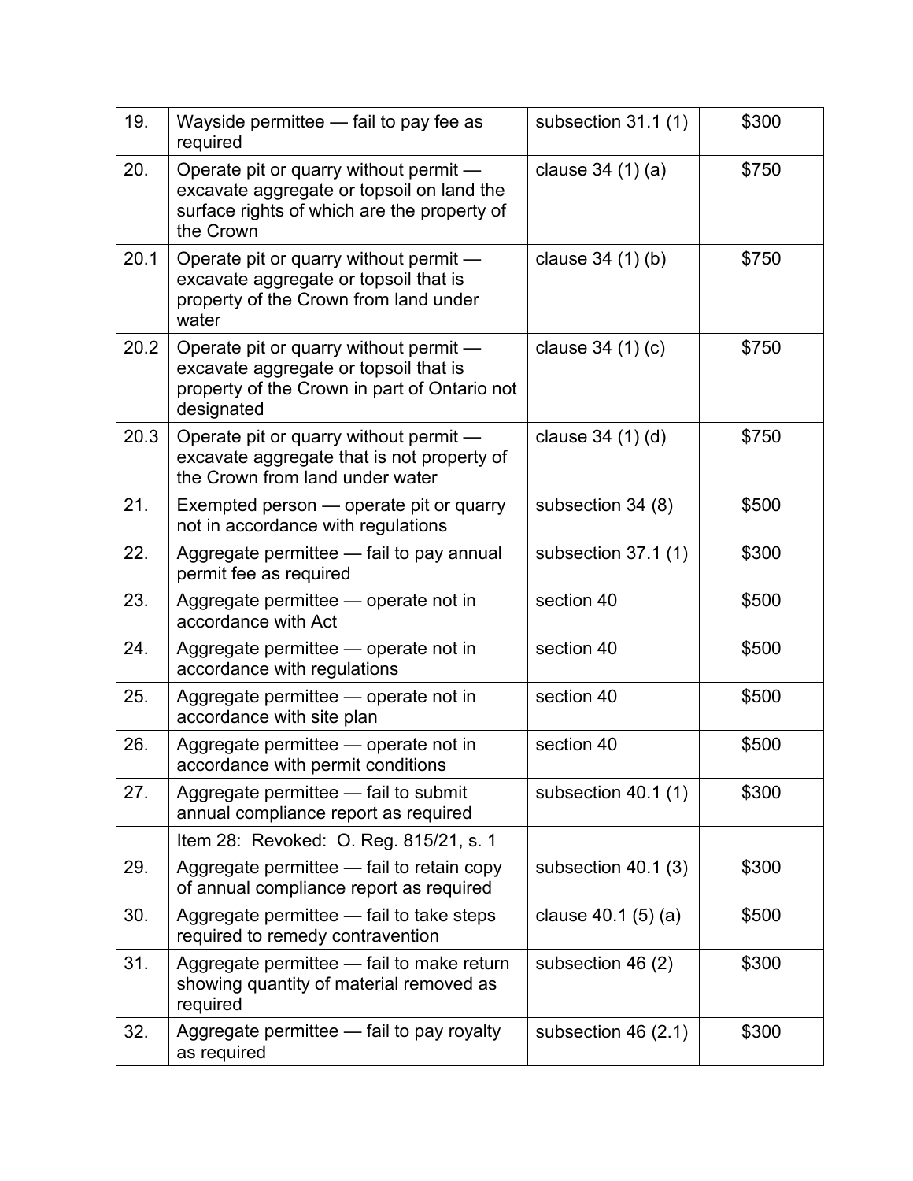| | | | |
|---|---|---|---|
| 19. | Wayside permittee — fail to pay fee as required | subsection 31.1 (1) | $300 |
| 20. | Operate pit or quarry without permit — excavate aggregate or topsoil on land the surface rights of which are the property of the Crown | clause 34 (1) (a) | $750 |
| 20.1 | Operate pit or quarry without permit — excavate aggregate or topsoil that is property of the Crown from land under water | clause 34 (1) (b) | $750 |
| 20.2 | Operate pit or quarry without permit — excavate aggregate or topsoil that is property of the Crown in part of Ontario not designated | clause 34 (1) (c) | $750 |
| 20.3 | Operate pit or quarry without permit — excavate aggregate that is not property of the Crown from land under water | clause 34 (1) (d) | $750 |
| 21. | Exempted person — operate pit or quarry not in accordance with regulations | subsection 34 (8) | $500 |
| 22. | Aggregate permittee — fail to pay annual permit fee as required | subsection 37.1 (1) | $300 |
| 23. | Aggregate permittee — operate not in accordance with Act | section 40 | $500 |
| 24. | Aggregate permittee — operate not in accordance with regulations | section 40 | $500 |
| 25. | Aggregate permittee — operate not in accordance with site plan | section 40 | $500 |
| 26. | Aggregate permittee — operate not in accordance with permit conditions | section 40 | $500 |
| 27. | Aggregate permittee — fail to submit annual compliance report as required | subsection 40.1 (1) | $300 |
| | Item 28: Revoked: O. Reg. 815/21, s. 1 | | |
| 29. | Aggregate permittee — fail to retain copy of annual compliance report as required | subsection 40.1 (3) | $300 |
| 30. | Aggregate permittee — fail to take steps required to remedy contravention | clause 40.1 (5) (a) | $500 |
| 31. | Aggregate permittee — fail to make return showing quantity of material removed as required | subsection 46 (2) | $300 |
| 32. | Aggregate permittee — fail to pay royalty as required | subsection 46 (2.1) | $300 |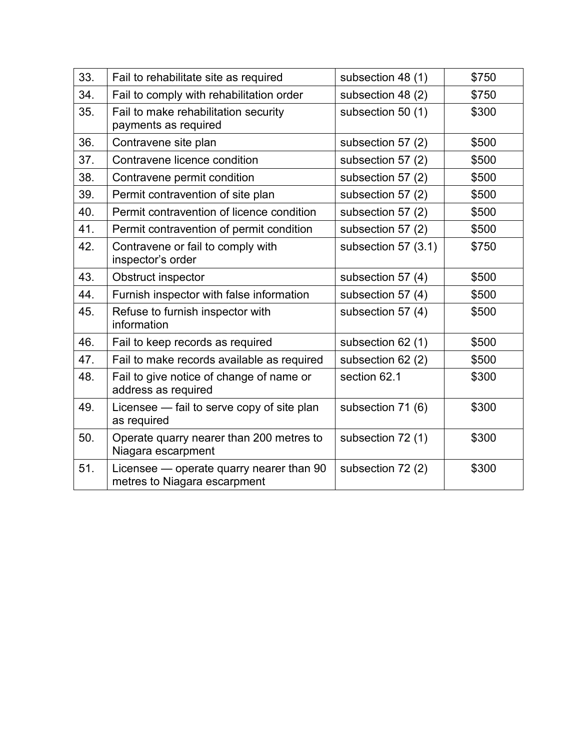| | | | |
|---|---|---|---|
| 33. | Fail to rehabilitate site as required | subsection 48 (1) | $750 |
| 34. | Fail to comply with rehabilitation order | subsection 48 (2) | $750 |
| 35. | Fail to make rehabilitation security payments as required | subsection 50 (1) | $300 |
| 36. | Contravene site plan | subsection 57 (2) | $500 |
| 37. | Contravene licence condition | subsection 57 (2) | $500 |
| 38. | Contravene permit condition | subsection 57 (2) | $500 |
| 39. | Permit contravention of site plan | subsection 57 (2) | $500 |
| 40. | Permit contravention of licence condition | subsection 57 (2) | $500 |
| 41. | Permit contravention of permit condition | subsection 57 (2) | $500 |
| 42. | Contravene or fail to comply with inspector's order | subsection 57 (3.1) | $750 |
| 43. | Obstruct inspector | subsection 57 (4) | $500 |
| 44. | Furnish inspector with false information | subsection 57 (4) | $500 |
| 45. | Refuse to furnish inspector with information | subsection 57 (4) | $500 |
| 46. | Fail to keep records as required | subsection 62 (1) | $500 |
| 47. | Fail to make records available as required | subsection 62 (2) | $500 |
| 48. | Fail to give notice of change of name or address as required | section 62.1 | $300 |
| 49. | Licensee — fail to serve copy of site plan as required | subsection 71 (6) | $300 |
| 50. | Operate quarry nearer than 200 metres to Niagara escarpment | subsection 72 (1) | $300 |
| 51. | Licensee — operate quarry nearer than 90 metres to Niagara escarpment | subsection 72 (2) | $300 |